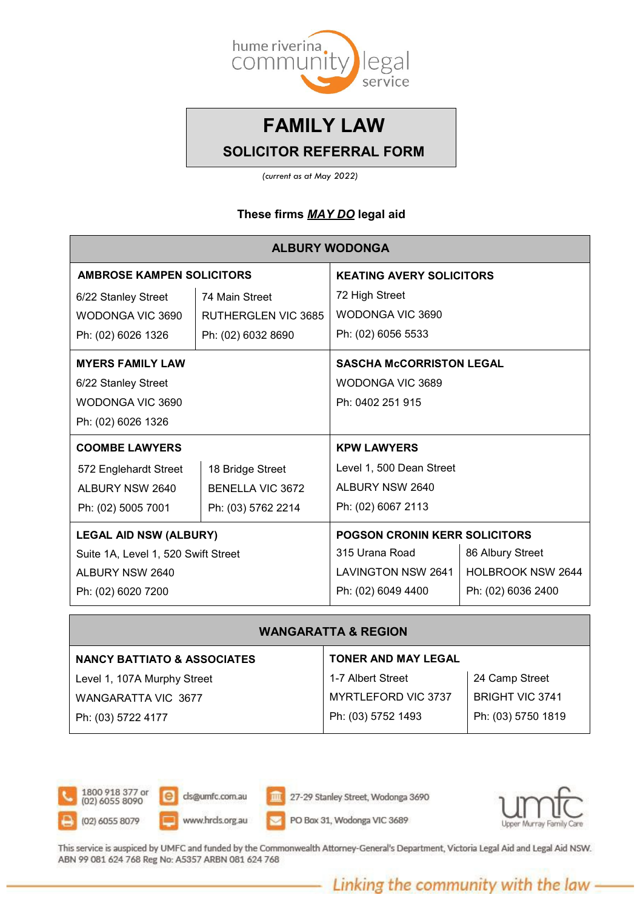hume riverina community legal service

# FAMILY LAW

## SOLICITOR REFERRAL FORM

*(current as at May 2022)*

**These firms *MAY DO* legal aid**

| ALBURY WODONGA | |
|---|---|
| **AMBROSE KAMPEN SOLICITORS**<br>6/22 Stanley Street<br>WODONGA VIC 3690<br>Ph: (02) 6026 1326<br><br>74 Main Street<br>RUTHERGLEN VIC 3685<br>Ph: (02) 6032 8690 | **KEATING AVERY SOLICITORS**<br>72 High Street<br>WODONGA VIC 3690<br>Ph: (02) 6056 5533 |
| **MYERS FAMILY LAW**<br>6/22 Stanley Street<br>WODONGA VIC 3690<br>Ph: (02) 6026 1326 | **SASCHA McCORRISTON LEGAL**<br>WODONGA VIC 3689<br>Ph: 0402 251 915 |
| **COOMBE LAWYERS**<br>572 Englehardt Street<br>ALBURY NSW 2640<br>Ph: (02) 5005 7001<br><br>18 Bridge Street<br>BENELLA VIC 3672<br>Ph: (03) 5762 2214 | **KPW LAWYERS**<br>Level 1, 500 Dean Street<br>ALBURY NSW 2640<br>Ph: (02) 6067 2113 |
| **LEGAL AID NSW (ALBURY)**<br>Suite 1A, Level 1, 520 Swift Street<br>ALBURY NSW 2640<br>Ph: (02) 6020 7200 | **POGSON CRONIN KERR SOLICITORS**<br>315 Urana Road<br>LAVINGTON NSW 2641<br>Ph: (02) 6049 4400<br><br>86 Albury Street<br>HOLBROOK NSW 2644<br>Ph: (02) 6036 2400 |

| WANGARATTA & REGION | |
|---|---|
| **NANCY BATTIATO & ASSOCIATES**<br>Level 1, 107A Murphy Street<br>WANGARATTA VIC 3677<br>Ph: (03) 5722 4177 | **TONER AND MAY LEGAL**<br>1-7 Albert Street<br>MYRTLEFORD VIC 3737<br>Ph: (03) 5752 1493<br><br>24 Camp Street<br>BRIGHT VIC 3741<br>Ph: (03) 5750 1819 |

1800 918 377 or (02) 6055 8090
(02) 6055 8079
cls@umfc.com.au
www.hrcls.org.au
27-29 Stanley Street, Wodonga 3690
PO Box 31, Wodonga VIC 3689

umfc Upper Murray Family Care

This service is auspiced by UMFC and funded by the Commonwealth Attorney-General's Department, Victoria Legal Aid and Legal Aid NSW.
ABN 99 081 624 768 Reg No: A5357 ARBN 081 624 768

*Linking the community with the law*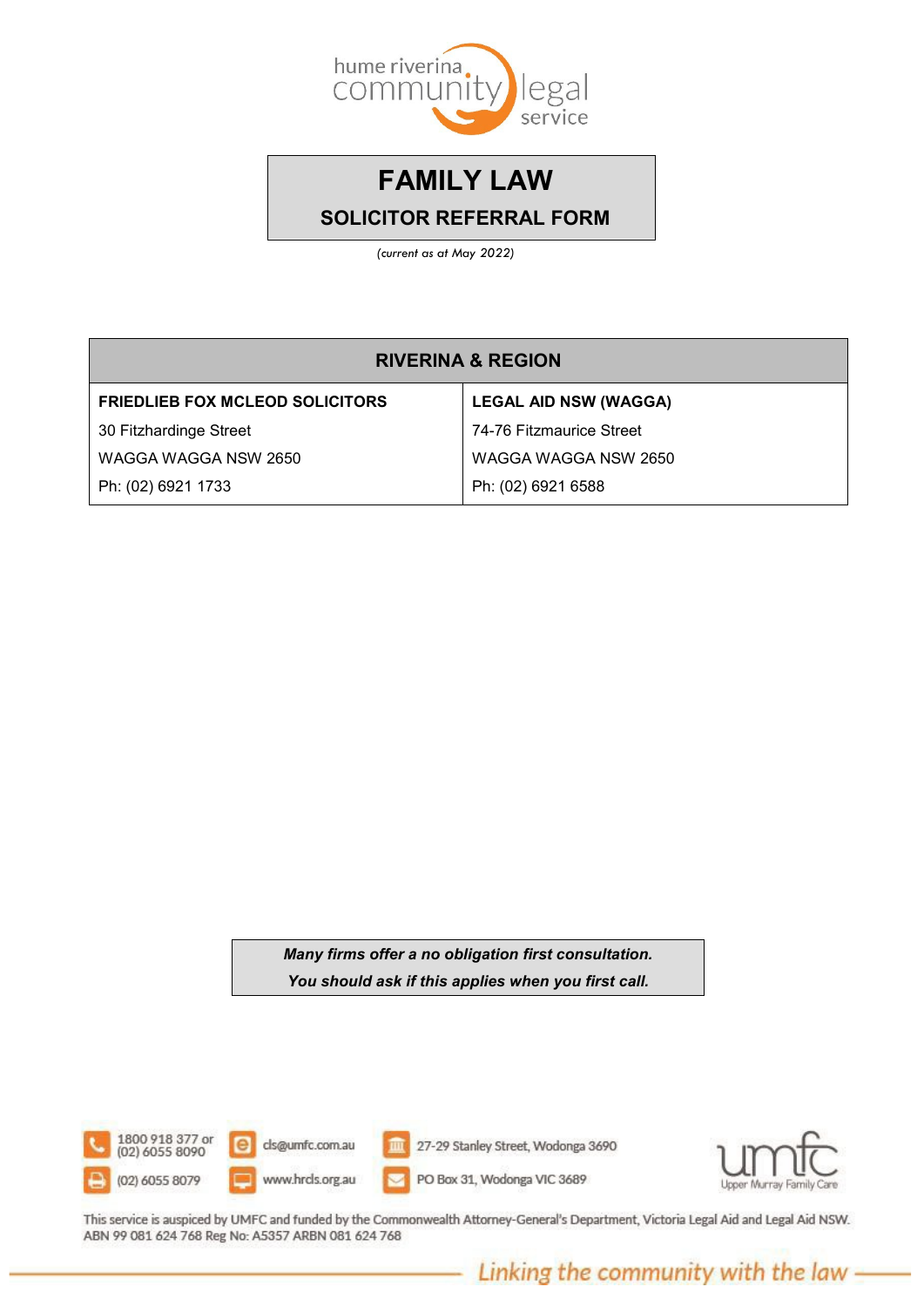hume riverina community legal service

# FAMILY LAW

## SOLICITOR REFERRAL FORM

*(current as at May 2022)*

| RIVERINA & REGION | |
|---|---|
| **FRIEDLIEB FOX MCLEOD SOLICITORS** | **LEGAL AID NSW (WAGGA)** |
| 30 Fitzhardinge Street | 74-76 Fitzmaurice Street |
| WAGGA WAGGA NSW 2650 | WAGGA WAGGA NSW 2650 |
| Ph: (02) 6921 1733 | Ph: (02) 6921 6588 |

***Many firms offer a no obligation first consultation.***
***You should ask if this applies when you first call.***

1800 918 377 or (02) 6055 8090
(02) 6055 8079
cls@umfc.com.au
www.hrcls.org.au
27-29 Stanley Street, Wodonga 3690
PO Box 31, Wodonga VIC 3689

umfc Upper Murray Family Care

This service is auspiced by UMFC and funded by the Commonwealth Attorney-General's Department, Victoria Legal Aid and Legal Aid NSW.
ABN 99 081 624 768 Reg No: A5357 ARBN 081 624 768

*Linking the community with the law*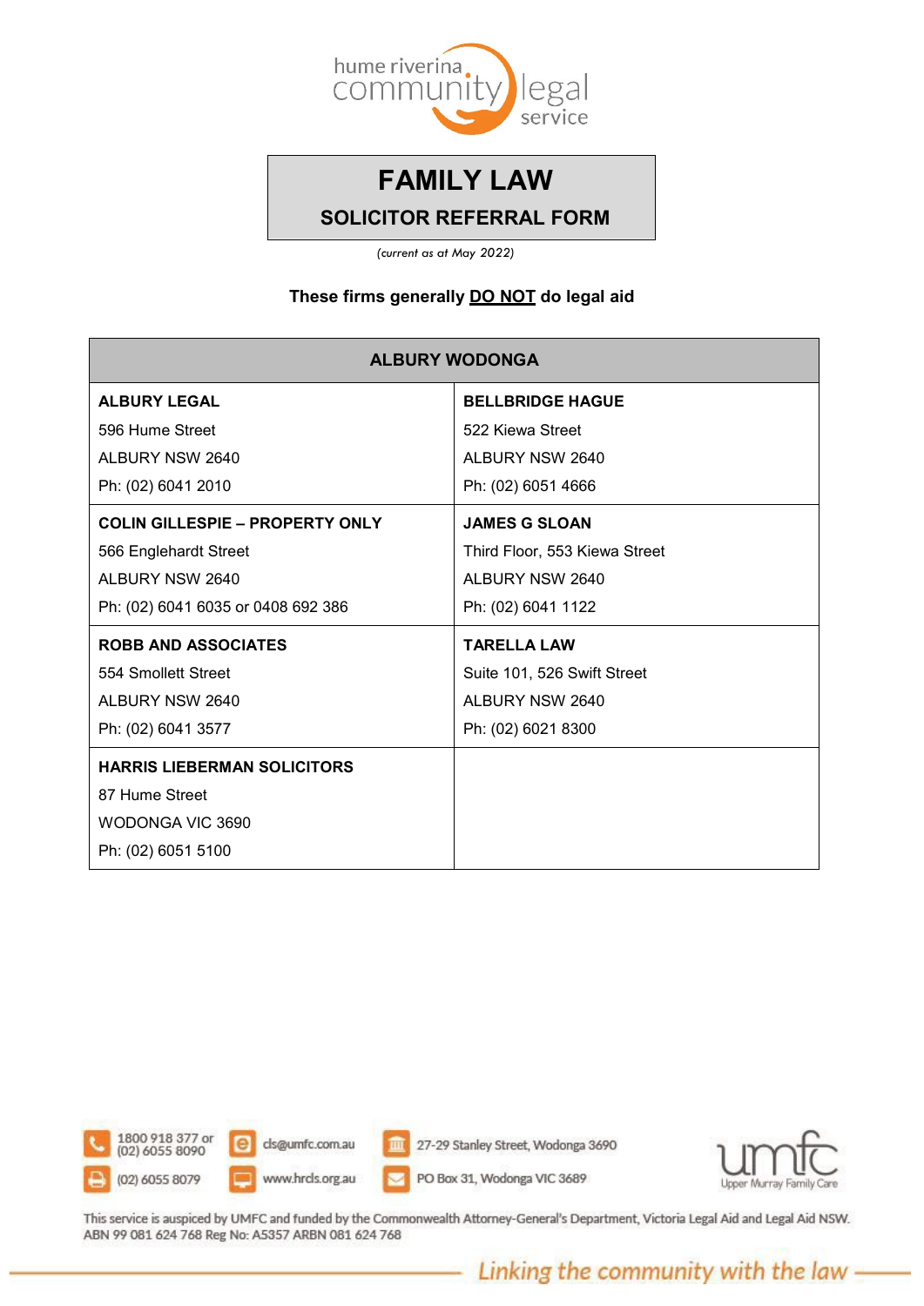hume riverina community legal service

# FAMILY LAW

## SOLICITOR REFERRAL FORM

*(current as at May 2022)*

**These firms generally DO NOT do legal aid**

| ALBURY WODONGA | |
|---|---|
| **ALBURY LEGAL**<br>596 Hume Street<br>ALBURY NSW 2640<br>Ph: (02) 6041 2010 | **BELLBRIDGE HAGUE**<br>522 Kiewa Street<br>ALBURY NSW 2640<br>Ph: (02) 6051 4666 |
| **COLIN GILLESPIE – PROPERTY ONLY**<br>566 Englehardt Street<br>ALBURY NSW 2640<br>Ph: (02) 6041 6035 or 0408 692 386 | **JAMES G SLOAN**<br>Third Floor, 553 Kiewa Street<br>ALBURY NSW 2640<br>Ph: (02) 6041 1122 |
| **ROBB AND ASSOCIATES**<br>554 Smollett Street<br>ALBURY NSW 2640<br>Ph: (02) 6041 3577 | **TARELLA LAW**<br>Suite 101, 526 Swift Street<br>ALBURY NSW 2640<br>Ph: (02) 6021 8300 |
| **HARRIS LIEBERMAN SOLICITORS**<br>87 Hume Street<br>WODONGA VIC 3690<br>Ph: (02) 6051 5100 | |

1800 918 377 or (02) 6055 8090 | cls@umfc.com.au | 27-29 Stanley Street, Wodonga 3690

(02) 6055 8079 | www.hrcls.org.au | PO Box 31, Wodonga VIC 3689

umfc Upper Murray Family Care

This service is auspiced by UMFC and funded by the Commonwealth Attorney-General's Department, Victoria Legal Aid and Legal Aid NSW. ABN 99 081 624 768 Reg No: A5357 ARBN 081 624 768

*Linking the community with the law*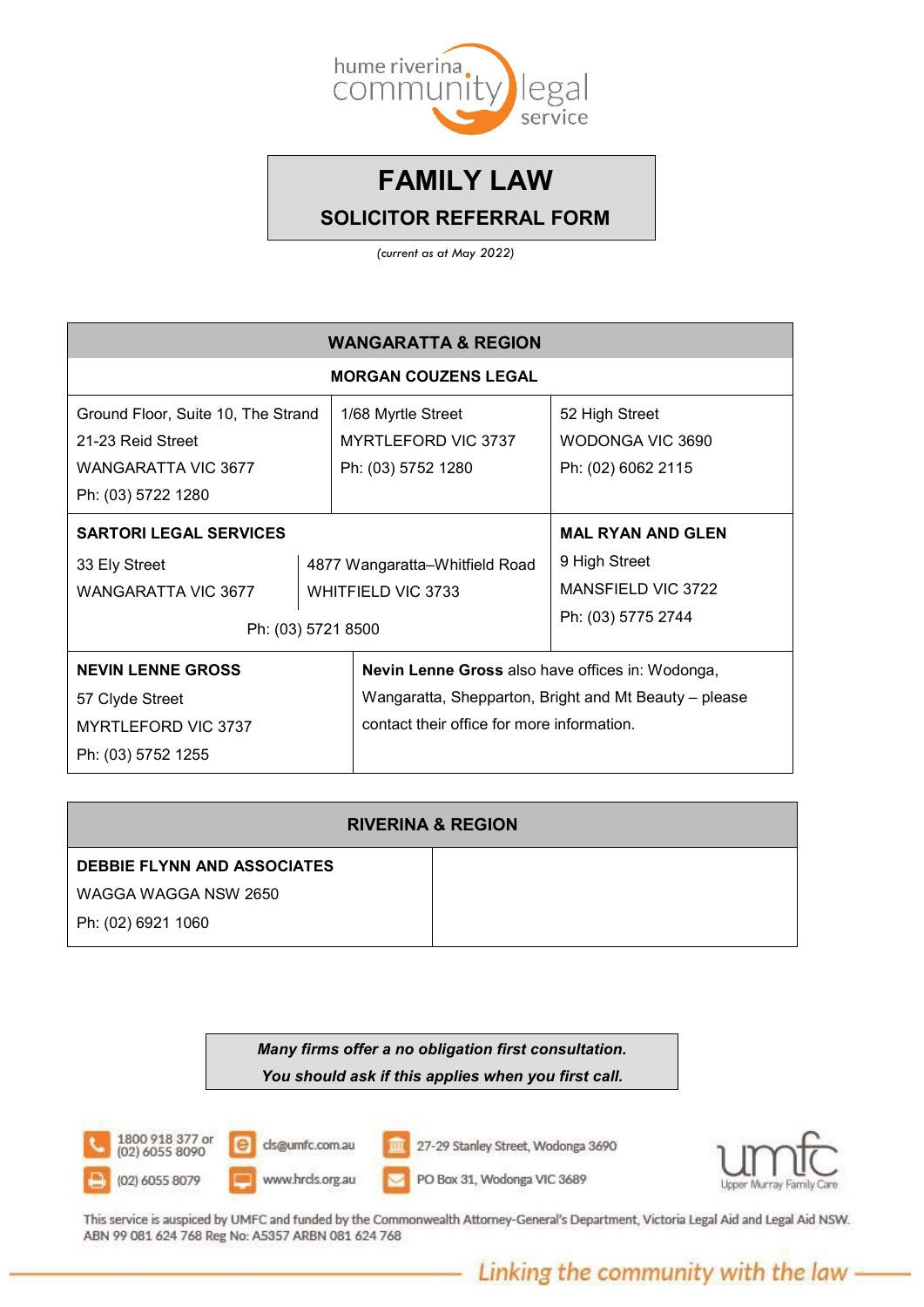hume riverina community legal service

# FAMILY LAW

## SOLICITOR REFERRAL FORM

*(current as at May 2022)*

| WANGARATTA & REGION | | |
|---|---|---|
| **MORGAN COUZENS LEGAL** | | |
| Ground Floor, Suite 10, The Strand<br>21-23 Reid Street<br>WANGARATTA VIC 3677<br>Ph: (03) 5722 1280 | 1/68 Myrtle Street<br>MYRTLEFORD VIC 3737<br>Ph: (03) 5752 1280 | 52 High Street<br>WODONGA VIC 3690<br>Ph: (02) 6062 2115 |
| **SARTORI LEGAL SERVICES**<br>33 Ely Street<br>WANGARATTA VIC 3677 | 4877 Wangaratta–Whitfield Road<br>WHITFIELD VIC 3733<br>Ph: (03) 5721 8500 | **MAL RYAN AND GLEN**<br>9 High Street<br>MANSFIELD VIC 3722<br>Ph: (03) 5775 2744 |
| **NEVIN LENNE GROSS**<br>57 Clyde Street<br>MYRTLEFORD VIC 3737<br>Ph: (03) 5752 1255 | **Nevin Lenne Gross** also have offices in: Wodonga, Wangaratta, Shepparton, Bright and Mt Beauty – please contact their office for more information. | |

| RIVERINA & REGION | |
|---|---|
| **DEBBIE FLYNN AND ASSOCIATES**<br>WAGGA WAGGA NSW 2650<br>Ph: (02) 6921 1060 | |

***Many firms offer a no obligation first consultation.***
***You should ask if this applies when you first call.***

1800 918 377 or (02) 6055 8090
(02) 6055 8079
cls@umfc.com.au
www.hrcls.org.au
27-29 Stanley Street, Wodonga 3690
PO Box 31, Wodonga VIC 3689

umfc Upper Murray Family Care

This service is auspiced by UMFC and funded by the Commonwealth Attorney-General's Department, Victoria Legal Aid and Legal Aid NSW.
ABN 99 081 624 768 Reg No: A5357 ARBN 081 624 768

*Linking the community with the law*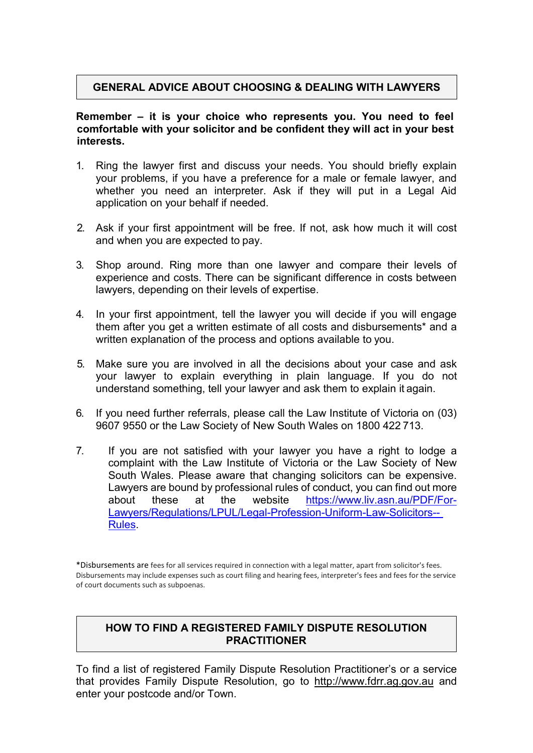## GENERAL ADVICE ABOUT CHOOSING & DEALING WITH LAWYERS

**Remember – it is your choice who represents you. You need to feel comfortable with your solicitor and be confident they will act in your best interests.**

1. Ring the lawyer first and discuss your needs. You should briefly explain your problems, if you have a preference for a male or female lawyer, and whether you need an interpreter. Ask if they will put in a Legal Aid application on your behalf if needed.

2. Ask if your first appointment will be free. If not, ask how much it will cost and when you are expected to pay.

3. Shop around. Ring more than one lawyer and compare their levels of experience and costs. There can be significant difference in costs between lawyers, depending on their levels of expertise.

4. In your first appointment, tell the lawyer you will decide if you will engage them after you get a written estimate of all costs and disbursements* and a written explanation of the process and options available to you.

5. Make sure you are involved in all the decisions about your case and ask your lawyer to explain everything in plain language. If you do not understand something, tell your lawyer and ask them to explain it again.

6. If you need further referrals, please call the Law Institute of Victoria on (03) 9607 9550 or the Law Society of New South Wales on 1800 422 713.

7. If you are not satisfied with your lawyer you have a right to lodge a complaint with the Law Institute of Victoria or the Law Society of New South Wales. Please aware that changing solicitors can be expensive. Lawyers are bound by professional rules of conduct, you can find out more about these at the website [https://www.liv.asn.au/PDF/For-Lawyers/Regulations/LPUL/Legal-Profession-Uniform-Law-Solicitors--Rules](https://www.liv.asn.au/PDF/For-Lawyers/Regulations/LPUL/Legal-Profession-Uniform-Law-Solicitors--Rules).

*Disbursements are fees for all services required in connection with a legal matter, apart from solicitor's fees. Disbursements may include expenses such as court filing and hearing fees, interpreter's fees and fees for the service of court documents such as subpoenas.

## HOW TO FIND A REGISTERED FAMILY DISPUTE RESOLUTION PRACTITIONER

To find a list of registered Family Dispute Resolution Practitioner's or a service that provides Family Dispute Resolution, go to [http://www.fdrr.ag.gov.au](http://www.fdrr.ag.gov.au) and enter your postcode and/or Town.